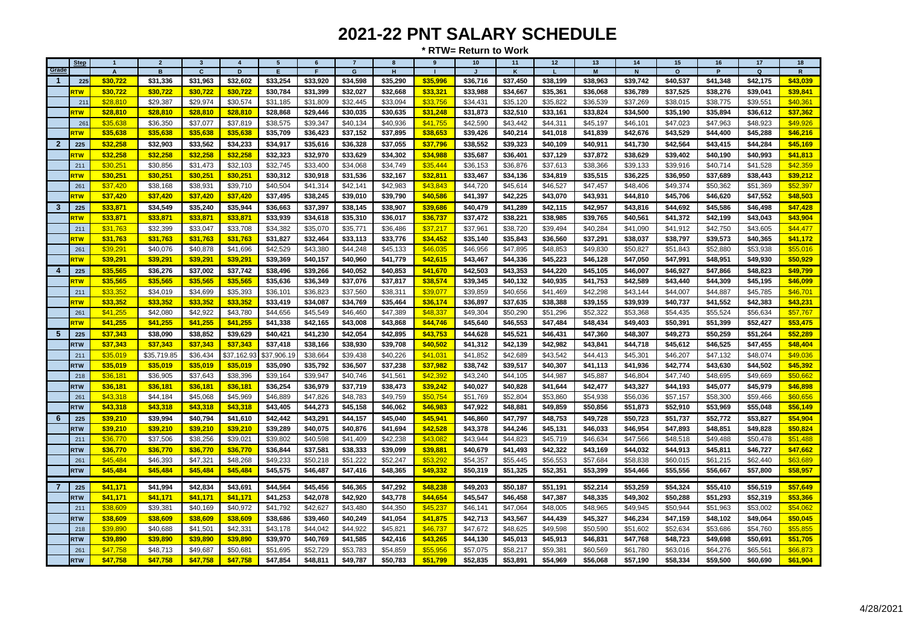# 2021-22 PNT SALARY SCHEDULE

**\* RTW= Return to Work**

| Grade | Step | 1 | 2 | 3 | 4 | 5 | 6 | 7 | 8 | 9 | 10 | 11 | 12 | 13 | 14 | 15 | 16 | 17 | 18 |
|---|---|---|---|---|---|---|---|---|---|---|---|---|---|---|---|---|---|---|---|
| | | A | B | C | D | E | F | G | H | I | J | K | L | M | N | O | P | Q | R |
| 1 | 225 | $30,722 | $31,336 | $31,963 | $32,602 | $33,254 | $33,920 | $34,598 | $35,290 | $35,996 | $36,716 | $37,450 | $38,199 | $38,963 | $39,742 | $40,537 | $41,348 | $42,175 | $43,039 |
| | RTW | $30,722 | $30,722 | $30,722 | $30,722 | $30,784 | $31,399 | $32,027 | $32,668 | $33,321 | $33,988 | $34,667 | $35,361 | $36,068 | $36,789 | $37,525 | $38,276 | $39,041 | $39,841 |
| | 211 | $28,810 | $29,387 | $29,974 | $30,574 | $31,185 | $31,809 | $32,445 | $33,094 | $33,756 | $34,431 | $35,120 | $35,822 | $36,539 | $37,269 | $38,015 | $38,775 | $39,551 | $40,361 |
| | RTW | $28,810 | $28,810 | $28,810 | $28,810 | $28,868 | $29,446 | $30,035 | $30,635 | $31,248 | $31,873 | $32,510 | $33,161 | $33,824 | $34,500 | $35,190 | $35,894 | $36,612 | $37,362 |
| | 261 | $35,638 | $36,350 | $37,077 | $37,819 | $38,575 | $39,347 | $40,134 | $40,936 | $41,755 | $42,590 | $43,442 | $44,311 | $45,197 | $46,101 | $47,023 | $47,963 | $48,923 | $49,926 |
| | RTW | $35,638 | $35,638 | $35,638 | $35,638 | $35,709 | $36,423 | $37,152 | $37,895 | $38,653 | $39,426 | $40,214 | $41,018 | $41,839 | $42,676 | $43,529 | $44,400 | $45,288 | $46,216 |
| 2 | 225 | $32,258 | $32,903 | $33,562 | $34,233 | $34,917 | $35,616 | $36,328 | $37,055 | $37,796 | $38,552 | $39,323 | $40,109 | $40,911 | $41,730 | $42,564 | $43,415 | $44,284 | $45,169 |
| | RTW | $32,258 | $32,258 | $32,258 | $32,258 | $32,323 | $32,970 | $33,629 | $34,302 | $34,988 | $35,687 | $36,401 | $37,129 | $37,872 | $38,629 | $39,402 | $40,190 | $40,993 | $41,813 |
| | 211 | $30,251 | $30,856 | $31,473 | $32,103 | $32,745 | $33,400 | $34,068 | $34,749 | $35,444 | $36,153 | $36,876 | $37,613 | $38,366 | $39,133 | $39,916 | $40,714 | $41,528 | $42,359 |
| | RTW | $30,251 | $30,251 | $30,251 | $30,251 | $30,312 | $30,918 | $31,536 | $32,167 | $32,811 | $33,467 | $34,136 | $34,819 | $35,515 | $36,225 | $36,950 | $37,689 | $38,443 | $39,212 |
| | 261 | $37,420 | $38,168 | $38,931 | $39,710 | $40,504 | $41,314 | $42,141 | $42,983 | $43,843 | $44,720 | $45,614 | $46,527 | $47,457 | $48,406 | $49,374 | $50,362 | $51,369 | $52,397 |
| | RTW | $37,420 | $37,420 | $37,420 | $37,420 | $37,495 | $38,245 | $39,010 | $39,790 | $40,586 | $41,397 | $42,225 | $43,070 | $43,931 | $44,810 | $45,706 | $46,620 | $47,552 | $48,503 |
| 3 | 225 | $33,871 | $34,549 | $35,240 | $35,944 | $36,663 | $37,397 | $38,145 | $38,907 | $39,686 | $40,479 | $41,289 | $42,115 | $42,957 | $43,816 | $44,692 | $45,586 | $46,498 | $47,428 |
| | RTW | $33,871 | $33,871 | $33,871 | $33,871 | $33,939 | $34,618 | $35,310 | $36,017 | $36,737 | $37,472 | $38,221 | $38,985 | $39,765 | $40,561 | $41,372 | $42,199 | $43,043 | $43,904 |
| | 211 | $31,763 | $32,399 | $33,047 | $33,708 | $34,382 | $35,070 | $35,771 | $36,486 | $37,217 | $37,961 | $38,720 | $39,494 | $40,284 | $41,090 | $41,912 | $42,750 | $43,605 | $44,477 |
| | RTW | $31,763 | $31,763 | $31,763 | $31,763 | $31,827 | $32,464 | $33,113 | $33,776 | $34,452 | $35,140 | $35,843 | $36,560 | $37,291 | $38,037 | $38,797 | $39,573 | $40,365 | $41,172 |
| | 261 | $39,291 | $40,076 | $40,878 | $41,696 | $42,529 | $43,380 | $44,248 | $45,133 | $46,035 | $46,956 | $47,895 | $48,853 | $49,830 | $50,827 | $51,843 | $52,880 | $53,938 | $55,016 |
| | RTW | $39,291 | $39,291 | $39,291 | $39,291 | $39,369 | $40,157 | $40,960 | $41,779 | $42,615 | $43,467 | $44,336 | $45,223 | $46,128 | $47,050 | $47,991 | $48,951 | $49,930 | $50,929 |
| 4 | 225 | $35,565 | $36,276 | $37,002 | $37,742 | $38,496 | $39,266 | $40,052 | $40,853 | $41,670 | $42,503 | $43,353 | $44,220 | $45,105 | $46,007 | $46,927 | $47,866 | $48,823 | $49,799 |
| | RTW | $35,565 | $35,565 | $35,565 | $35,565 | $35,636 | $36,349 | $37,076 | $37,817 | $38,574 | $39,345 | $40,132 | $40,935 | $41,753 | $42,589 | $43,440 | $44,309 | $45,195 | $46,099 |
| | 211 | $33,352 | $34,019 | $34,699 | $35,393 | $36,101 | $36,823 | $37,560 | $38,311 | $39,077 | $39,859 | $40,656 | $41,469 | $42,298 | $43,144 | $44,007 | $44,887 | $45,785 | $46,701 |
| | RTW | $33,352 | $33,352 | $33,352 | $33,352 | $33,419 | $34,087 | $34,769 | $35,464 | $36,174 | $36,897 | $37,635 | $38,388 | $39,155 | $39,939 | $40,737 | $41,552 | $42,383 | $43,231 |
| | 261 | $41,255 | $42,080 | $42,922 | $43,780 | $44,656 | $45,549 | $46,460 | $47,389 | $48,337 | $49,304 | $50,290 | $51,296 | $52,322 | $53,368 | $54,435 | $55,524 | $56,634 | $57,767 |
| | RTW | $41,255 | $41,255 | $41,255 | $41,255 | $41,338 | $42,165 | $43,008 | $43,868 | $44,746 | $45,640 | $46,553 | $47,484 | $48,434 | $49,403 | $50,391 | $51,399 | $52,427 | $53,475 |
| 5 | 225 | $37,343 | $38,090 | $38,852 | $39,629 | $40,421 | $41,230 | $42,054 | $42,895 | $43,753 | $44,628 | $45,521 | $46,431 | $47,360 | $48,307 | $49,273 | $50,259 | $51,264 | $52,289 |
| | RTW | $37,343 | $37,343 | $37,343 | $37,343 | $37,418 | $38,166 | $38,930 | $39,708 | $40,502 | $41,312 | $42,139 | $42,982 | $43,841 | $44,718 | $45,612 | $46,525 | $47,455 | $48,404 |
| | 211 | $35,019 | $35,719.85 | $36,434 | $37,162.93 | $37,906.19 | $38,664 | $39,438 | $40,226 | $41,031 | $41,852 | $42,689 | $43,542 | $44,413 | $45,301 | $46,207 | $47,132 | $48,074 | $49,036 |
| | RTW | $35,019 | $35,019 | $35,019 | $35,019 | $35,090 | $35,792 | $36,507 | $37,238 | $37,982 | $38,742 | $39,517 | $40,307 | $41,113 | $41,936 | $42,774 | $43,630 | $44,502 | $45,392 |
| | 218 | $36,181 | $36,905 | $37,643 | $38,396 | $39,164 | $39,947 | $40,746 | $41,561 | $42,392 | $43,240 | $44,105 | $44,987 | $45,887 | $46,804 | $47,740 | $48,695 | $49,669 | $50,662 |
| | RTW | $36,181 | $36,181 | $36,181 | $36,181 | $36,254 | $36,979 | $37,719 | $38,473 | $39,242 | $40,027 | $40,828 | $41,644 | $42,477 | $43,327 | $44,193 | $45,077 | $45,979 | $46,898 |
| | 261 | $43,318 | $44,184 | $45,068 | $45,969 | $46,889 | $47,826 | $48,783 | $49,759 | $50,754 | $51,769 | $52,804 | $53,860 | $54,938 | $56,036 | $57,157 | $58,300 | $59,466 | $60,656 |
| | RTW | $43,318 | $43,318 | $43,318 | $43,318 | $43,405 | $44,273 | $45,158 | $46,062 | $46,983 | $47,922 | $48,881 | $49,859 | $50,856 | $51,873 | $52,910 | $53,969 | $55,048 | $56,149 |
| 6 | 225 | $39,210 | $39,994 | $40,794 | $41,610 | $42,442 | $43,291 | $44,157 | $45,040 | $45,941 | $46,860 | $47,797 | $48,753 | $49,728 | $50,723 | $51,737 | $52,772 | $53,827 | $54,904 |
| | RTW | $39,210 | $39,210 | $39,210 | $39,210 | $39,289 | $40,075 | $40,876 | $41,694 | $42,528 | $43,378 | $44,246 | $45,131 | $46,033 | $46,954 | $47,893 | $48,851 | $49,828 | $50,824 |
| | 211 | $36,770 | $37,506 | $38,256 | $39,021 | $39,802 | $40,598 | $41,409 | $42,238 | $43,082 | $43,944 | $44,823 | $45,719 | $46,634 | $47,566 | $48,518 | $49,488 | $50,478 | $51,488 |
| | RTW | $36,770 | $36,770 | $36,770 | $36,770 | $36,844 | $37,581 | $38,333 | $39,099 | $39,881 | $40,679 | $41,493 | $42,322 | $43,169 | $44,032 | $44,913 | $45,811 | $46,727 | $47,662 |
| | 261 | $45,484 | $46,393 | $47,321 | $48,268 | $49,233 | $50,218 | $51,222 | $52,247 | $53,292 | $54,357 | $55,445 | $56,553 | $57,684 | $58,838 | $60,015 | $61,215 | $62,440 | $63,689 |
| | RTW | $45,484 | $45,484 | $45,484 | $45,484 | $45,575 | $46,487 | $47,416 | $48,365 | $49,332 | $50,319 | $51,325 | $52,351 | $53,399 | $54,466 | $55,556 | $56,667 | $57,800 | $58,957 |
| 7 | 225 | $41,171 | $41,994 | $42,834 | $43,691 | $44,564 | $45,456 | $46,365 | $47,292 | $48,238 | $49,203 | $50,187 | $51,191 | $52,214 | $53,259 | $54,324 | $55,410 | $56,519 | $57,649 |
| | RTW | $41,171 | $41,171 | $41,171 | $41,171 | $41,253 | $42,078 | $42,920 | $43,778 | $44,654 | $45,547 | $46,458 | $47,387 | $48,335 | $49,302 | $50,288 | $51,293 | $52,319 | $53,366 |
| | 211 | $38,609 | $39,381 | $40,169 | $40,972 | $41,792 | $42,627 | $43,480 | $44,350 | $45,237 | $46,141 | $47,064 | $48,005 | $48,965 | $49,945 | $50,944 | $51,963 | $53,002 | $54,062 |
| | RTW | $38,609 | $38,609 | $38,609 | $38,609 | $38,686 | $39,460 | $40,249 | $41,054 | $41,875 | $42,713 | $43,567 | $44,439 | $45,327 | $46,234 | $47,159 | $48,102 | $49,064 | $50,045 |
| | 218 | $39,890 | $40,688 | $41,501 | $42,331 | $43,178 | $44,042 | $44,922 | $45,821 | $46,737 | $47,672 | $48,625 | $49,598 | $50,590 | $51,602 | $52,634 | $53,686 | $54,760 | $55,855 |
| | RTW | $39,890 | $39,890 | $39,890 | $39,890 | $39,970 | $40,769 | $41,585 | $42,416 | $43,265 | $44,130 | $45,013 | $45,913 | $46,831 | $47,768 | $48,723 | $49,698 | $50,691 | $51,705 |
| | 261 | $47,758 | $48,713 | $49,687 | $50,681 | $51,695 | $52,729 | $53,783 | $54,859 | $55,956 | $57,075 | $58,217 | $59,381 | $60,569 | $61,780 | $63,016 | $64,276 | $65,561 | $66,873 |
| | RTW | $47,758 | $47,758 | $47,758 | $47,758 | $47,854 | $48,811 | $49,787 | $50,783 | $51,799 | $52,835 | $53,891 | $54,969 | $56,068 | $57,190 | $58,334 | $59,500 | $60,690 | $61,904 |

4/28/2021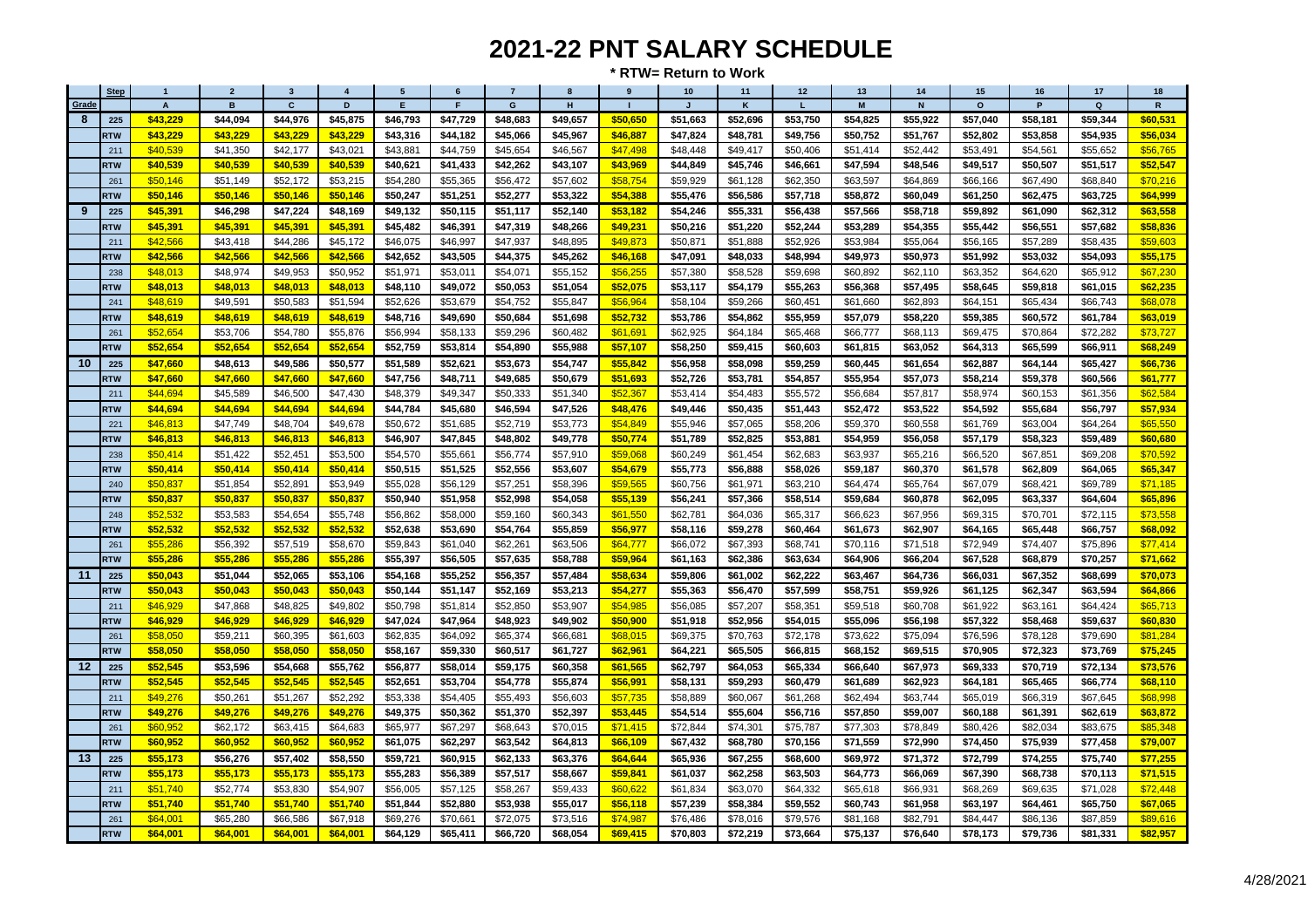# 2021-22 PNT SALARY SCHEDULE

**\* RTW= Return to Work**

| Grade | Step | 1 | 2 | 3 | 4 | 5 | 6 | 7 | 8 | 9 | 10 | 11 | 12 | 13 | 14 | 15 | 16 | 17 | 18 |
|---|---|---|---|---|---|---|---|---|---|---|---|---|---|---|---|---|---|---|---|
| | | A | B | C | D | E | F | G | H | I | J | K | L | M | N | O | P | Q | R |
| 8 | 225 | $43,229 | $44,094 | $44,976 | $45,875 | $46,793 | $47,729 | $48,683 | $49,657 | $50,650 | $51,663 | $52,696 | $53,750 | $54,825 | $55,922 | $57,040 | $58,181 | $59,344 | $60,531 |
| | RTW | $43,229 | $43,229 | $43,229 | $43,229 | $43,316 | $44,182 | $45,066 | $45,967 | $46,887 | $47,824 | $48,781 | $49,756 | $50,752 | $51,767 | $52,802 | $53,858 | $54,935 | $56,034 |
| | 211 | $40,539 | $41,350 | $42,177 | $43,021 | $43,881 | $44,759 | $45,654 | $46,567 | $47,498 | $48,448 | $49,417 | $50,406 | $51,414 | $52,442 | $53,491 | $54,561 | $55,652 | $56,765 |
| | RTW | $40,539 | $40,539 | $40,539 | $40,539 | $40,621 | $41,433 | $42,262 | $43,107 | $43,969 | $44,849 | $45,746 | $46,661 | $47,594 | $48,546 | $49,517 | $50,507 | $51,517 | $52,547 |
| | 261 | $50,146 | $51,149 | $52,172 | $53,215 | $54,280 | $55,365 | $56,472 | $57,602 | $58,754 | $59,929 | $61,128 | $62,350 | $63,597 | $64,869 | $66,166 | $67,490 | $68,840 | $70,216 |
| | RTW | $50,146 | $50,146 | $50,146 | $50,146 | $50,247 | $51,251 | $52,277 | $53,322 | $54,388 | $55,476 | $56,586 | $57,718 | $58,872 | $60,049 | $61,250 | $62,475 | $63,725 | $64,999 |
| 9 | 225 | $45,391 | $46,298 | $47,224 | $48,169 | $49,132 | $50,115 | $51,117 | $52,140 | $53,182 | $54,246 | $55,331 | $56,438 | $57,566 | $58,718 | $59,892 | $61,090 | $62,312 | $63,558 |
| | RTW | $45,391 | $45,391 | $45,391 | $45,391 | $45,482 | $46,391 | $47,319 | $48,266 | $49,231 | $50,216 | $51,220 | $52,244 | $53,289 | $54,355 | $55,442 | $56,551 | $57,682 | $58,836 |
| | 211 | $42,566 | $43,418 | $44,286 | $45,172 | $46,075 | $46,997 | $47,937 | $48,895 | $49,873 | $50,871 | $51,888 | $52,926 | $53,984 | $55,064 | $56,165 | $57,289 | $58,435 | $59,603 |
| | RTW | $42,566 | $42,566 | $42,566 | $42,566 | $42,652 | $43,505 | $44,375 | $45,262 | $46,168 | $47,091 | $48,033 | $48,994 | $49,973 | $50,973 | $51,992 | $53,032 | $54,093 | $55,175 |
| | 238 | $48,013 | $48,974 | $49,953 | $50,952 | $51,971 | $53,011 | $54,071 | $55,152 | $56,255 | $57,380 | $58,528 | $59,698 | $60,892 | $62,110 | $63,352 | $64,620 | $65,912 | $67,230 |
| | RTW | $48,013 | $48,013 | $48,013 | $48,013 | $48,110 | $49,072 | $50,053 | $51,054 | $52,075 | $53,117 | $54,179 | $55,263 | $56,368 | $57,495 | $58,645 | $59,818 | $61,015 | $62,235 |
| | 241 | $48,619 | $49,591 | $50,583 | $51,594 | $52,626 | $53,679 | $54,752 | $55,847 | $56,964 | $58,104 | $59,266 | $60,451 | $61,660 | $62,893 | $64,151 | $65,434 | $66,743 | $68,078 |
| | RTW | $48,619 | $48,619 | $48,619 | $48,619 | $48,716 | $49,690 | $50,684 | $51,698 | $52,732 | $53,786 | $54,862 | $55,959 | $57,079 | $58,220 | $59,385 | $60,572 | $61,784 | $63,019 |
| | 261 | $52,654 | $53,706 | $54,780 | $55,876 | $56,994 | $58,133 | $59,296 | $60,482 | $61,691 | $62,925 | $64,184 | $65,468 | $66,777 | $68,113 | $69,475 | $70,864 | $72,282 | $73,727 |
| | RTW | $52,654 | $52,654 | $52,654 | $52,654 | $52,759 | $53,814 | $54,890 | $55,988 | $57,107 | $58,250 | $59,415 | $60,603 | $61,815 | $63,052 | $64,313 | $65,599 | $66,911 | $68,249 |
| 10 | 225 | $47,660 | $48,613 | $49,586 | $50,577 | $51,589 | $52,621 | $53,673 | $54,747 | $55,842 | $56,958 | $58,098 | $59,259 | $60,445 | $61,654 | $62,887 | $64,144 | $65,427 | $66,736 |
| | RTW | $47,660 | $47,660 | $47,660 | $47,660 | $47,756 | $48,711 | $49,685 | $50,679 | $51,693 | $52,726 | $53,781 | $54,857 | $55,954 | $57,073 | $58,214 | $59,378 | $60,566 | $61,777 |
| | 211 | $44,694 | $45,589 | $46,500 | $47,430 | $48,379 | $49,347 | $50,333 | $51,340 | $52,367 | $53,414 | $54,483 | $55,572 | $56,684 | $57,817 | $58,974 | $60,153 | $61,356 | $62,584 |
| | RTW | $44,694 | $44,694 | $44,694 | $44,694 | $44,784 | $45,680 | $46,594 | $47,526 | $48,476 | $49,446 | $50,435 | $51,443 | $52,472 | $53,522 | $54,592 | $55,684 | $56,797 | $57,934 |
| | 221 | $46,813 | $47,749 | $48,704 | $49,678 | $50,672 | $51,685 | $52,719 | $53,773 | $54,849 | $55,946 | $57,065 | $58,206 | $59,370 | $60,558 | $61,769 | $63,004 | $64,264 | $65,550 |
| | RTW | $46,813 | $46,813 | $46,813 | $46,813 | $46,907 | $47,845 | $48,802 | $49,778 | $50,774 | $51,789 | $52,825 | $53,881 | $54,959 | $56,058 | $57,179 | $58,323 | $59,489 | $60,680 |
| | 238 | $50,414 | $51,422 | $52,451 | $53,500 | $54,570 | $55,661 | $56,774 | $57,910 | $59,068 | $60,249 | $61,454 | $62,683 | $63,937 | $65,216 | $66,520 | $67,851 | $69,208 | $70,592 |
| | RTW | $50,414 | $50,414 | $50,414 | $50,414 | $50,515 | $51,525 | $52,556 | $53,607 | $54,679 | $55,773 | $56,888 | $58,026 | $59,187 | $60,370 | $61,578 | $62,809 | $64,065 | $65,347 |
| | 240 | $50,837 | $51,854 | $52,891 | $53,949 | $55,028 | $56,129 | $57,251 | $58,396 | $59,565 | $60,756 | $61,971 | $63,210 | $64,474 | $65,764 | $67,079 | $68,421 | $69,789 | $71,185 |
| | RTW | $50,837 | $50,837 | $50,837 | $50,837 | $50,940 | $51,958 | $52,998 | $54,058 | $55,139 | $56,241 | $57,366 | $58,514 | $59,684 | $60,878 | $62,095 | $63,337 | $64,604 | $65,896 |
| | 248 | $52,532 | $53,583 | $54,654 | $55,748 | $56,862 | $58,000 | $59,160 | $60,343 | $61,550 | $62,781 | $64,036 | $65,317 | $66,623 | $67,956 | $69,315 | $70,701 | $72,115 | $73,558 |
| | RTW | $52,532 | $52,532 | $52,532 | $52,532 | $52,638 | $53,690 | $54,764 | $55,859 | $56,977 | $58,116 | $59,278 | $60,464 | $61,673 | $62,907 | $64,165 | $65,448 | $66,757 | $68,092 |
| | 261 | $55,286 | $56,392 | $57,519 | $58,670 | $59,843 | $61,040 | $62,261 | $63,506 | $64,777 | $66,072 | $67,393 | $68,741 | $70,116 | $71,518 | $72,949 | $74,407 | $75,896 | $77,414 |
| | RTW | $55,286 | $55,286 | $55,286 | $55,286 | $55,397 | $56,505 | $57,635 | $58,788 | $59,964 | $61,163 | $62,386 | $63,634 | $64,906 | $66,204 | $67,528 | $68,879 | $70,257 | $71,662 |
| 11 | 225 | $50,043 | $51,044 | $52,065 | $53,106 | $54,168 | $55,252 | $56,357 | $57,484 | $58,634 | $59,806 | $61,002 | $62,222 | $63,467 | $64,736 | $66,031 | $67,352 | $68,699 | $70,073 |
| | RTW | $50,043 | $50,043 | $50,043 | $50,043 | $50,144 | $51,147 | $52,169 | $53,213 | $54,277 | $55,363 | $56,470 | $57,599 | $58,751 | $59,926 | $61,125 | $62,347 | $63,594 | $64,866 |
| | 211 | $46,929 | $47,868 | $48,825 | $49,802 | $50,798 | $51,814 | $52,850 | $53,907 | $54,985 | $56,085 | $57,207 | $58,351 | $59,518 | $60,708 | $61,922 | $63,161 | $64,424 | $65,713 |
| | RTW | $46,929 | $46,929 | $46,929 | $46,929 | $47,024 | $47,964 | $48,923 | $49,902 | $50,900 | $51,918 | $52,956 | $54,015 | $55,096 | $56,198 | $57,322 | $58,468 | $59,637 | $60,830 |
| | 261 | $58,050 | $59,211 | $60,395 | $61,603 | $62,835 | $64,092 | $65,374 | $66,681 | $68,015 | $69,375 | $70,763 | $72,178 | $73,622 | $75,094 | $76,596 | $78,128 | $79,690 | $81,284 |
| | RTW | $58,050 | $58,050 | $58,050 | $58,050 | $58,167 | $59,330 | $60,517 | $61,727 | $62,961 | $64,221 | $65,505 | $66,815 | $68,152 | $69,515 | $70,905 | $72,323 | $73,769 | $75,245 |
| 12 | 225 | $52,545 | $53,596 | $54,668 | $55,762 | $56,877 | $58,014 | $59,175 | $60,358 | $61,565 | $62,797 | $64,053 | $65,334 | $66,640 | $67,973 | $69,333 | $70,719 | $72,134 | $73,576 |
| | RTW | $52,545 | $52,545 | $52,545 | $52,545 | $52,651 | $53,704 | $54,778 | $55,874 | $56,991 | $58,131 | $59,293 | $60,479 | $61,689 | $62,923 | $64,181 | $65,465 | $66,774 | $68,110 |
| | 211 | $49,276 | $50,261 | $51,267 | $52,292 | $53,338 | $54,405 | $55,493 | $56,603 | $57,735 | $58,889 | $60,067 | $61,268 | $62,494 | $63,744 | $65,019 | $66,319 | $67,645 | $68,998 |
| | RTW | $49,276 | $49,276 | $49,276 | $49,276 | $49,375 | $50,362 | $51,370 | $52,397 | $53,445 | $54,514 | $55,604 | $56,716 | $57,850 | $59,007 | $60,188 | $61,391 | $62,619 | $63,872 |
| | 261 | $60,952 | $62,172 | $63,415 | $64,683 | $65,977 | $67,297 | $68,643 | $70,015 | $71,415 | $72,844 | $74,301 | $75,787 | $77,303 | $78,849 | $80,426 | $82,034 | $83,675 | $85,348 |
| | RTW | $60,952 | $60,952 | $60,952 | $60,952 | $61,075 | $62,297 | $63,542 | $64,813 | $66,109 | $67,432 | $68,780 | $70,156 | $71,559 | $72,990 | $74,450 | $75,939 | $77,458 | $79,007 |
| 13 | 225 | $55,173 | $56,276 | $57,402 | $58,550 | $59,721 | $60,915 | $62,133 | $63,376 | $64,644 | $65,936 | $67,255 | $68,600 | $69,972 | $71,372 | $72,799 | $74,255 | $75,740 | $77,255 |
| | RTW | $55,173 | $55,173 | $55,173 | $55,173 | $55,283 | $56,389 | $57,517 | $58,667 | $59,841 | $61,037 | $62,258 | $63,503 | $64,773 | $66,069 | $67,390 | $68,738 | $70,113 | $71,515 |
| | 211 | $51,740 | $52,774 | $53,830 | $54,907 | $56,005 | $57,125 | $58,267 | $59,433 | $60,622 | $61,834 | $63,070 | $64,332 | $65,618 | $66,931 | $68,269 | $69,635 | $71,028 | $72,448 |
| | RTW | $51,740 | $51,740 | $51,740 | $51,740 | $51,844 | $52,880 | $53,938 | $55,017 | $56,118 | $57,239 | $58,384 | $59,552 | $60,743 | $61,958 | $63,197 | $64,461 | $65,750 | $67,065 |
| | 261 | $64,001 | $65,280 | $66,586 | $67,918 | $69,276 | $70,661 | $72,075 | $73,516 | $74,987 | $76,486 | $78,016 | $79,576 | $81,168 | $82,791 | $84,447 | $86,136 | $87,859 | $89,616 |
| | RTW | $64,001 | $64,001 | $64,001 | $64,001 | $64,129 | $65,411 | $66,720 | $68,054 | $69,415 | $70,803 | $72,219 | $73,664 | $75,137 | $76,640 | $78,173 | $79,736 | $81,331 | $82,957 |

4/28/2021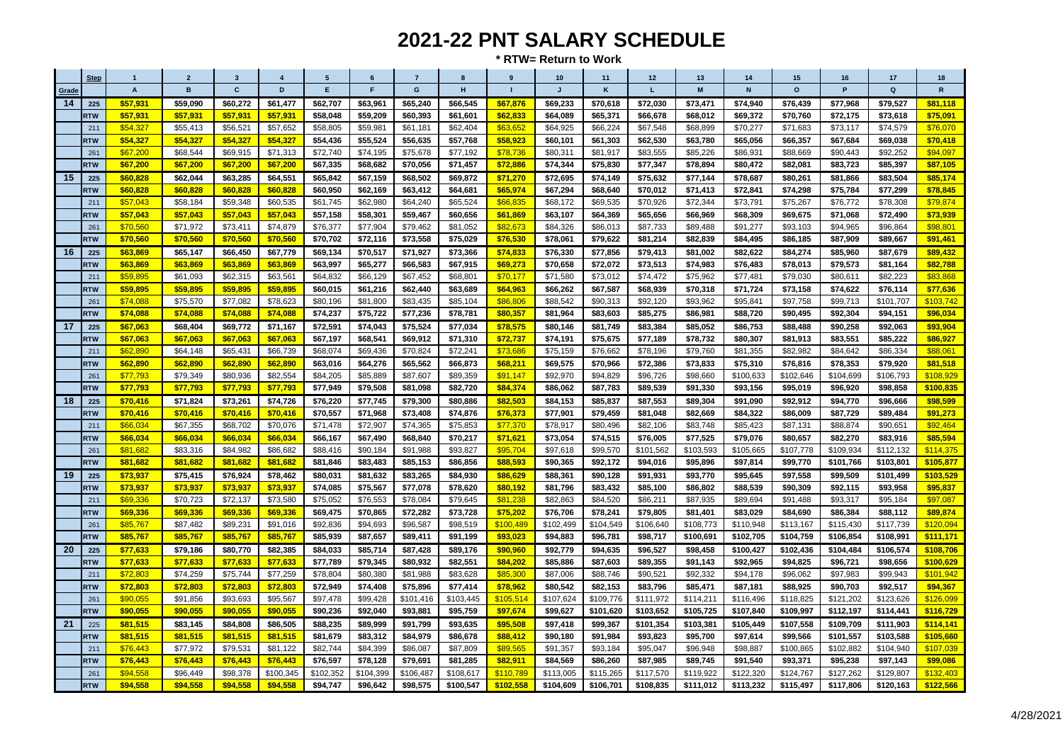# 2021-22 PNT SALARY SCHEDULE

**\* RTW= Return to Work**

| | Step | 1 | 2 | 3 | 4 | 5 | 6 | 7 | 8 | 9 | 10 | 11 | 12 | 13 | 14 | 15 | 16 | 17 | 18 |
|---|---|---|---|---|---|---|---|---|---|---|---|---|---|---|---|---|---|---|---|
| Grade | | A | B | C | D | E | F | G | H | I | J | K | L | M | N | O | P | Q | R |
| 14 | 225 | $57,931 | $59,090 | $60,272 | $61,477 | $62,707 | $63,961 | $65,240 | $66,545 | $67,876 | $69,233 | $70,618 | $72,030 | $73,471 | $74,940 | $76,439 | $77,968 | $79,527 | $81,118 |
| | RTW | $57,931 | $57,931 | $57,931 | $57,931 | $58,048 | $59,209 | $60,393 | $61,601 | $62,833 | $64,089 | $65,371 | $66,678 | $68,012 | $69,372 | $70,760 | $72,175 | $73,618 | $75,091 |
| | 211 | $54,327 | $55,413 | $56,521 | $57,652 | $58,805 | $59,981 | $61,181 | $62,404 | $63,652 | $64,925 | $66,224 | $67,548 | $68,899 | $70,277 | $71,683 | $73,117 | $74,579 | $76,070 |
| | RTW | $54,327 | $54,327 | $54,327 | $54,327 | $54,436 | $55,524 | $56,635 | $57,768 | $58,923 | $60,101 | $61,303 | $62,530 | $63,780 | $65,056 | $66,357 | $67,684 | $69,038 | $70,418 |
| | 261 | $67,200 | $68,544 | $69,915 | $71,313 | $72,740 | $74,195 | $75,678 | $77,192 | $78,736 | $80,311 | $81,917 | $83,555 | $85,226 | $86,931 | $88,669 | $90,443 | $92,252 | $94,097 |
| | RTW | $67,200 | $67,200 | $67,200 | $67,200 | $67,335 | $68,682 | $70,056 | $71,457 | $72,886 | $74,344 | $75,830 | $77,347 | $78,894 | $80,472 | $82,081 | $83,723 | $85,397 | $87,105 |
| 15 | 225 | $60,828 | $62,044 | $63,285 | $64,551 | $65,842 | $67,159 | $68,502 | $69,872 | $71,270 | $72,695 | $74,149 | $75,632 | $77,144 | $78,687 | $80,261 | $81,866 | $83,504 | $85,174 |
| | RTW | $60,828 | $60,828 | $60,828 | $60,828 | $60,950 | $62,169 | $63,412 | $64,681 | $65,974 | $67,294 | $68,640 | $70,012 | $71,413 | $72,841 | $74,298 | $75,784 | $77,299 | $78,845 |
| | 211 | $57,043 | $58,184 | $59,348 | $60,535 | $61,745 | $62,980 | $64,240 | $65,524 | $66,835 | $68,172 | $69,535 | $70,926 | $72,344 | $73,791 | $75,267 | $76,772 | $78,308 | $79,874 |
| | RTW | $57,043 | $57,043 | $57,043 | $57,043 | $57,158 | $58,301 | $59,467 | $60,656 | $61,869 | $63,107 | $64,369 | $65,656 | $66,969 | $68,309 | $69,675 | $71,068 | $72,490 | $73,939 |
| | 261 | $70,560 | $71,972 | $73,411 | $74,879 | $76,377 | $77,904 | $79,462 | $81,052 | $82,673 | $84,326 | $86,013 | $87,733 | $89,488 | $91,277 | $93,103 | $94,965 | $96,864 | $98,801 |
| | RTW | $70,560 | $70,560 | $70,560 | $70,560 | $70,702 | $72,116 | $73,558 | $75,029 | $76,530 | $78,061 | $79,622 | $81,214 | $82,839 | $84,495 | $86,185 | $87,909 | $89,667 | $91,461 |
| 16 | 225 | $63,869 | $65,147 | $66,450 | $67,779 | $69,134 | $70,517 | $71,927 | $73,366 | $74,833 | $76,330 | $77,856 | $79,413 | $81,002 | $82,622 | $84,274 | $85,960 | $87,679 | $89,432 |
| | RTW | $63,869 | $63,869 | $63,869 | $63,869 | $63,997 | $65,277 | $66,583 | $67,915 | $69,273 | $70,658 | $72,072 | $73,513 | $74,983 | $76,483 | $78,013 | $79,573 | $81,164 | $82,788 |
| | 211 | $59,895 | $61,093 | $62,315 | $63,561 | $64,832 | $66,129 | $67,452 | $68,801 | $70,177 | $71,580 | $73,012 | $74,472 | $75,962 | $77,481 | $79,030 | $80,611 | $82,223 | $83,868 |
| | RTW | $59,895 | $59,895 | $59,895 | $59,895 | $60,015 | $61,216 | $62,440 | $63,689 | $64,963 | $66,262 | $67,587 | $68,939 | $70,318 | $71,724 | $73,158 | $74,622 | $76,114 | $77,636 |
| | 261 | $74,088 | $75,570 | $77,082 | $78,623 | $80,196 | $81,800 | $83,435 | $85,104 | $86,806 | $88,542 | $90,313 | $92,120 | $93,962 | $95,841 | $97,758 | $99,713 | $101,707 | $103,742 |
| | RTW | $74,088 | $74,088 | $74,088 | $74,088 | $74,237 | $75,722 | $77,236 | $78,781 | $80,357 | $81,964 | $83,603 | $85,275 | $86,981 | $88,720 | $90,495 | $92,304 | $94,151 | $96,034 |
| 17 | 225 | $67,063 | $68,404 | $69,772 | $71,167 | $72,591 | $74,043 | $75,524 | $77,034 | $78,575 | $80,146 | $81,749 | $83,384 | $85,052 | $86,753 | $88,488 | $90,258 | $92,063 | $93,904 |
| | RTW | $67,063 | $67,063 | $67,063 | $67,063 | $67,197 | $68,541 | $69,912 | $71,310 | $72,737 | $74,191 | $75,675 | $77,189 | $78,732 | $80,307 | $81,913 | $83,551 | $85,222 | $86,927 |
| | 211 | $62,890 | $64,148 | $65,431 | $66,739 | $68,074 | $69,436 | $70,824 | $72,241 | $73,686 | $75,159 | $76,662 | $78,196 | $79,760 | $81,355 | $82,982 | $84,642 | $86,334 | $88,061 |
| | RTW | $62,890 | $62,890 | $62,890 | $62,890 | $63,016 | $64,276 | $65,562 | $66,873 | $68,211 | $69,575 | $70,966 | $72,386 | $73,833 | $75,310 | $76,816 | $78,353 | $79,920 | $81,518 |
| | 261 | $77,793 | $79,349 | $80,936 | $82,554 | $84,205 | $85,889 | $87,607 | $89,359 | $91,147 | $92,970 | $94,829 | $96,726 | $98,660 | $100,633 | $102,646 | $104,699 | $106,793 | $108,929 |
| | RTW | $77,793 | $77,793 | $77,793 | $77,793 | $77,949 | $79,508 | $81,098 | $82,720 | $84,374 | $86,062 | $87,783 | $89,539 | $91,330 | $93,156 | $95,019 | $96,920 | $98,858 | $100,835 |
| 18 | 225 | $70,416 | $71,824 | $73,261 | $74,726 | $76,220 | $77,745 | $79,300 | $80,886 | $82,503 | $84,153 | $85,837 | $87,553 | $89,304 | $91,090 | $92,912 | $94,770 | $96,666 | $98,599 |
| | RTW | $70,416 | $70,416 | $70,416 | $70,416 | $70,557 | $71,968 | $73,408 | $74,876 | $76,373 | $77,901 | $79,459 | $81,048 | $82,669 | $84,322 | $86,009 | $87,729 | $89,484 | $91,273 |
| | 211 | $66,034 | $67,355 | $68,702 | $70,076 | $71,478 | $72,907 | $74,365 | $75,853 | $77,370 | $78,917 | $80,496 | $82,106 | $83,748 | $85,423 | $87,131 | $88,874 | $90,651 | $92,464 |
| | RTW | $66,034 | $66,034 | $66,034 | $66,034 | $66,167 | $67,490 | $68,840 | $70,217 | $71,621 | $73,054 | $74,515 | $76,005 | $77,525 | $79,076 | $80,657 | $82,270 | $83,916 | $85,594 |
| | 261 | $81,682 | $83,316 | $84,982 | $86,682 | $88,416 | $90,184 | $91,988 | $93,827 | $95,704 | $97,618 | $99,570 | $101,562 | $103,593 | $105,665 | $107,778 | $109,934 | $112,132 | $114,375 |
| | RTW | $81,682 | $81,682 | $81,682 | $81,682 | $81,846 | $83,483 | $85,153 | $86,856 | $88,593 | $90,365 | $92,172 | $94,016 | $95,896 | $97,814 | $99,770 | $101,766 | $103,801 | $105,877 |
| 19 | 225 | $73,937 | $75,415 | $76,924 | $78,462 | $80,031 | $81,632 | $83,265 | $84,930 | $86,629 | $88,361 | $90,128 | $91,931 | $93,770 | $95,645 | $97,558 | $99,509 | $101,499 | $103,529 |
| | RTW | $73,937 | $73,937 | $73,937 | $73,937 | $74,085 | $75,567 | $77,078 | $78,620 | $80,192 | $81,796 | $83,432 | $85,100 | $86,802 | $88,539 | $90,309 | $92,115 | $93,958 | $95,837 |
| | 211 | $69,336 | $70,723 | $72,137 | $73,580 | $75,052 | $76,553 | $78,084 | $79,645 | $81,238 | $82,863 | $84,520 | $86,211 | $87,935 | $89,694 | $91,488 | $93,317 | $95,184 | $97,087 |
| | RTW | $69,336 | $69,336 | $69,336 | $69,336 | $69,475 | $70,865 | $72,282 | $73,728 | $75,202 | $76,706 | $78,241 | $79,805 | $81,401 | $83,029 | $84,690 | $86,384 | $88,112 | $89,874 |
| | 261 | $85,767 | $87,482 | $89,231 | $91,016 | $92,836 | $94,693 | $96,587 | $98,519 | $100,489 | $102,499 | $104,549 | $106,640 | $108,773 | $110,948 | $113,167 | $115,430 | $117,739 | $120,094 |
| | RTW | $85,767 | $85,767 | $85,767 | $85,767 | $85,939 | $87,657 | $89,411 | $91,199 | $93,023 | $94,883 | $96,781 | $98,717 | $100,691 | $102,705 | $104,759 | $106,854 | $108,991 | $111,171 |
| 20 | 225 | $77,633 | $79,186 | $80,770 | $82,385 | $84,033 | $85,714 | $87,428 | $89,176 | $90,960 | $92,779 | $94,635 | $96,527 | $98,458 | $100,427 | $102,436 | $104,484 | $106,574 | $108,706 |
| | RTW | $77,633 | $77,633 | $77,633 | $77,633 | $77,789 | $79,345 | $80,932 | $82,551 | $84,202 | $85,886 | $87,603 | $89,355 | $91,143 | $92,965 | $94,825 | $96,721 | $98,656 | $100,629 |
| | 211 | $72,803 | $74,259 | $75,744 | $77,259 | $78,804 | $80,380 | $81,988 | $83,628 | $85,300 | $87,006 | $88,746 | $90,521 | $92,332 | $94,178 | $96,062 | $97,983 | $99,943 | $101,942 |
| | RTW | $72,803 | $72,803 | $72,803 | $72,803 | $72,949 | $74,408 | $75,896 | $77,414 | $78,962 | $80,542 | $82,153 | $83,796 | $85,471 | $87,181 | $88,925 | $90,703 | $92,517 | $94,367 |
| | 261 | $90,055 | $91,856 | $93,693 | $95,567 | $97,478 | $99,428 | $101,416 | $103,445 | $105,514 | $107,624 | $109,776 | $111,972 | $114,211 | $116,496 | $118,825 | $121,202 | $123,626 | $126,099 |
| | RTW | $90,055 | $90,055 | $90,055 | $90,055 | $90,236 | $92,040 | $93,881 | $95,759 | $97,674 | $99,627 | $101,620 | $103,652 | $105,725 | $107,840 | $109,997 | $112,197 | $114,441 | $116,729 |
| 21 | 225 | $81,515 | $83,145 | $84,808 | $86,505 | $88,235 | $89,999 | $91,799 | $93,635 | $95,508 | $97,418 | $99,367 | $101,354 | $103,381 | $105,449 | $107,558 | $109,709 | $111,903 | $114,141 |
| | RTW | $81,515 | $81,515 | $81,515 | $81,515 | $81,679 | $83,312 | $84,979 | $86,678 | $88,412 | $90,180 | $91,984 | $93,823 | $95,700 | $97,614 | $99,566 | $101,557 | $103,588 | $105,660 |
| | 211 | $76,443 | $77,972 | $79,531 | $81,122 | $82,744 | $84,399 | $86,087 | $87,809 | $89,565 | $91,357 | $93,184 | $95,047 | $96,948 | $98,887 | $100,865 | $102,882 | $104,940 | $107,039 |
| | RTW | $76,443 | $76,443 | $76,443 | $76,443 | $76,597 | $78,128 | $79,691 | $81,285 | $82,911 | $84,569 | $86,260 | $87,985 | $89,745 | $91,540 | $93,371 | $95,238 | $97,143 | $99,086 |
| | 261 | $94,558 | $96,449 | $98,378 | $100,345 | $102,352 | $104,399 | $106,487 | $108,617 | $110,789 | $113,005 | $115,265 | $117,570 | $119,922 | $122,320 | $124,767 | $127,262 | $129,807 | $132,403 |
| | RTW | $94,558 | $94,558 | $94,558 | $94,558 | $94,747 | $96,642 | $98,575 | $100,547 | $102,558 | $104,609 | $106,701 | $108,835 | $111,012 | $113,232 | $115,497 | $117,806 | $120,163 | $122,566 |

4/28/2021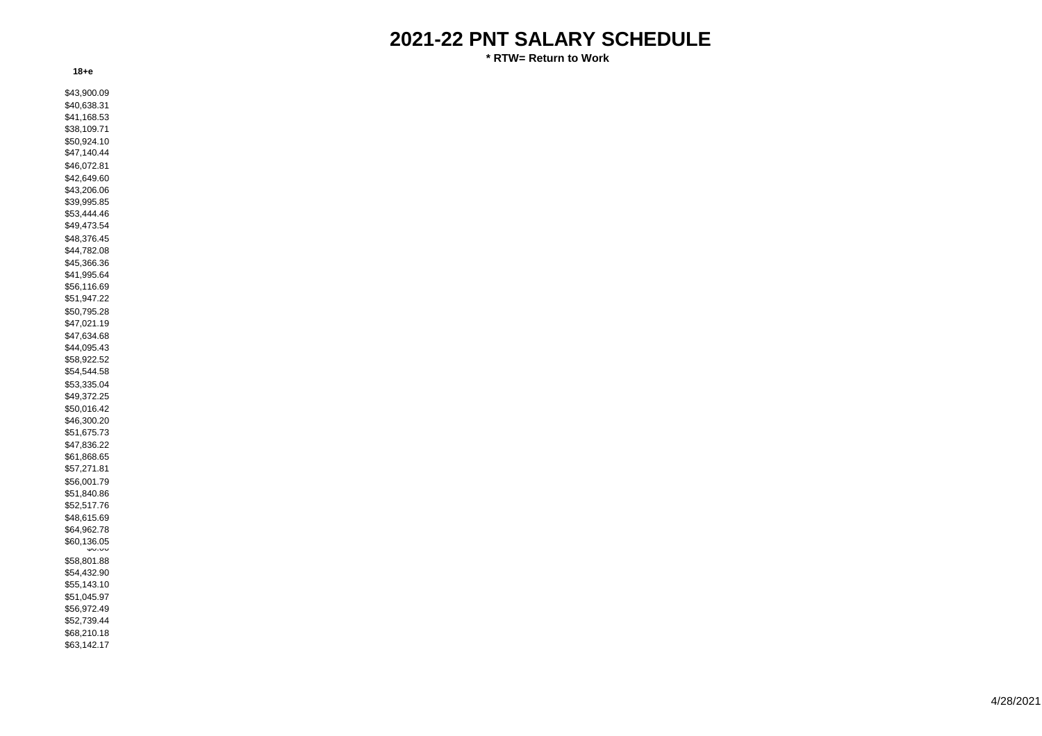# 2021-22 PNT SALARY SCHEDULE

**\* RTW= Return to Work**

| 18+e |
|---|
| $43,900.09 |
| $40,638.31 |
| $41,168.53 |
| $38,109.71 |
| $50,924.10 |
| $47,140.44 |
| $46,072.81 |
| $42,649.60 |
| $43,206.06 |
| $39,995.85 |
| $53,444.46 |
| $49,473.54 |
| $48,376.45 |
| $44,782.08 |
| $45,366.36 |
| $41,995.64 |
| $56,116.69 |
| $51,947.22 |
| $50,795.28 |
| $47,021.19 |
| $47,634.68 |
| $44,095.43 |
| $58,922.52 |
| $54,544.58 |
| $53,335.04 |
| $49,372.25 |
| $50,016.42 |
| $46,300.20 |
| $51,675.73 |
| $47,836.22 |
| $61,868.65 |
| $57,271.81 |
| $56,001.79 |
| $51,840.86 |
| $52,517.76 |
| $48,615.69 |
| $64,962.78 |
| $60,136.05 |
| $0.00 |
| $58,801.88 |
| $54,432.90 |
| $55,143.10 |
| $51,045.97 |
| $56,972.49 |
| $52,739.44 |
| $68,210.18 |
| $63,142.17 |

4/28/2021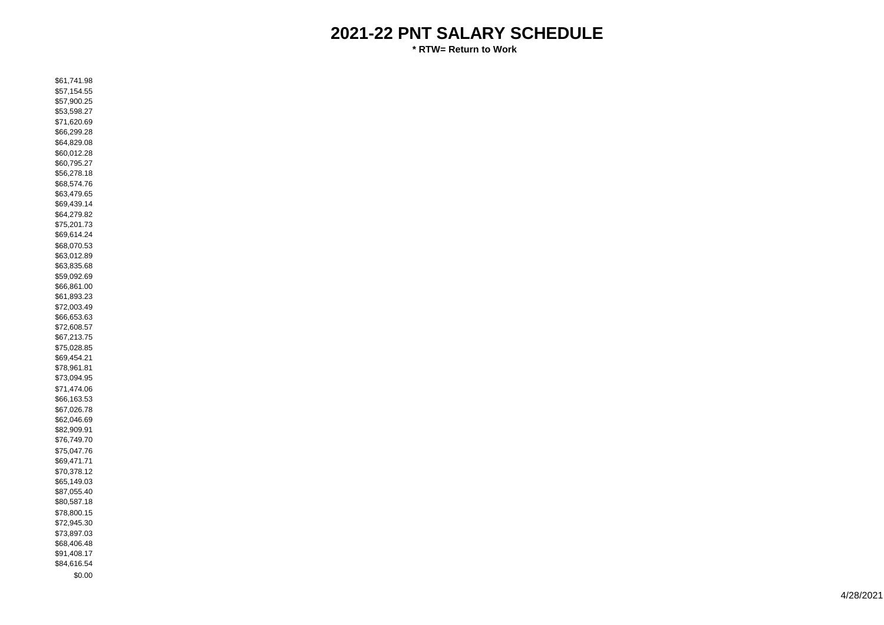# 2021-22 PNT SALARY SCHEDULE

**\* RTW= Return to Work**

$61,741.98
$57,154.55
$57,900.25
$53,598.27
$71,620.69
$66,299.28
$64,829.08
$60,012.28
$60,795.27
$56,278.18
$68,574.76
$63,479.65
$69,439.14
$64,279.82
$75,201.73
$69,614.24
$68,070.53
$63,012.89
$63,835.68
$59,092.69
$66,861.00
$61,893.23
$72,003.49
$66,653.63
$72,608.57
$67,213.75
$75,028.85
$69,454.21
$78,961.81
$73,094.95
$71,474.06
$66,163.53
$67,026.78
$62,046.69
$82,909.91
$76,749.70
$75,047.76
$69,471.71
$70,378.12
$65,149.03
$87,055.40
$80,587.18
$78,800.15
$72,945.30
$73,897.03
$68,406.48
$91,408.17
$84,616.54
$0.00

4/28/2021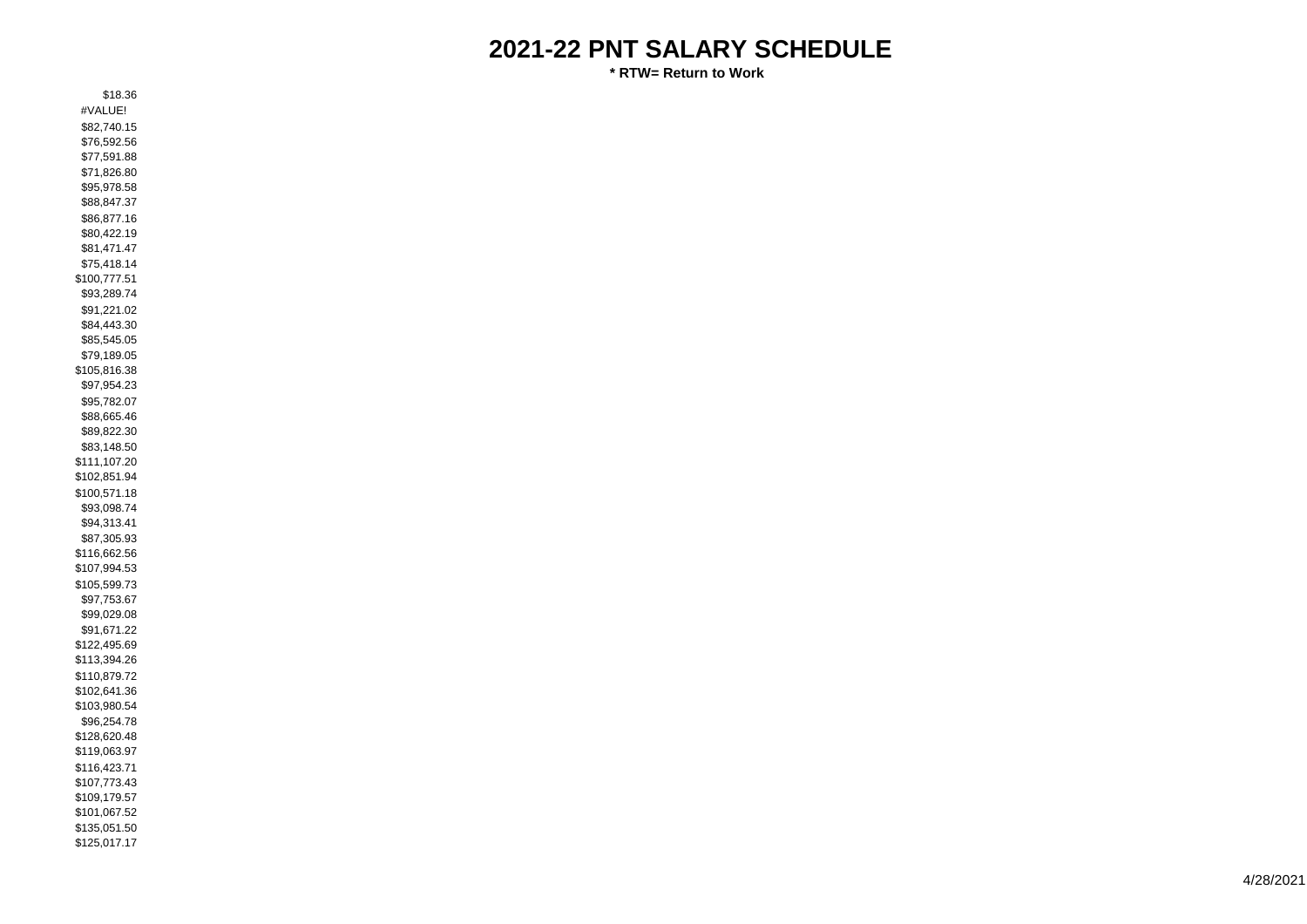# 2021-22 PNT SALARY SCHEDULE

**\* RTW= Return to Work**

$18.36
#VALUE!
$82,740.15
$76,592.56
$77,591.88
$71,826.80
$95,978.58
$88,847.37
$86,877.16
$80,422.19
$81,471.47
$75,418.14
$100,777.51
$93,289.74
$91,221.02
$84,443.30
$85,545.05
$79,189.05
$105,816.38
$97,954.23
$95,782.07
$88,665.46
$89,822.30
$83,148.50
$111,107.20
$102,851.94
$100,571.18
$93,098.74
$94,313.41
$87,305.93
$116,662.56
$107,994.53
$105,599.73
$97,753.67
$99,029.08
$91,671.22
$122,495.69
$113,394.26
$110,879.72
$102,641.36
$103,980.54
$96,254.78
$128,620.48
$119,063.97
$116,423.71
$107,773.43
$109,179.57
$101,067.52
$135,051.50
$125,017.17

4/28/2021